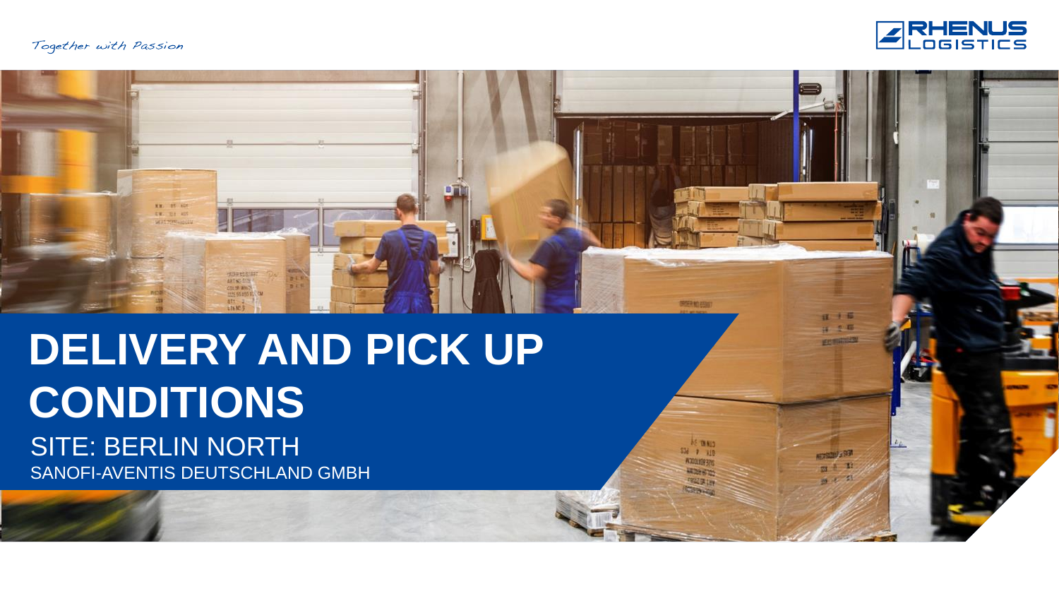*Together with Passion*

RHENUS LOGISTICS

# DELIVERY AND PICK UP CONDITIONS

## SITE: BERLIN NORTH

SANOFI-AVENTIS DEUTSCHLAND GMBH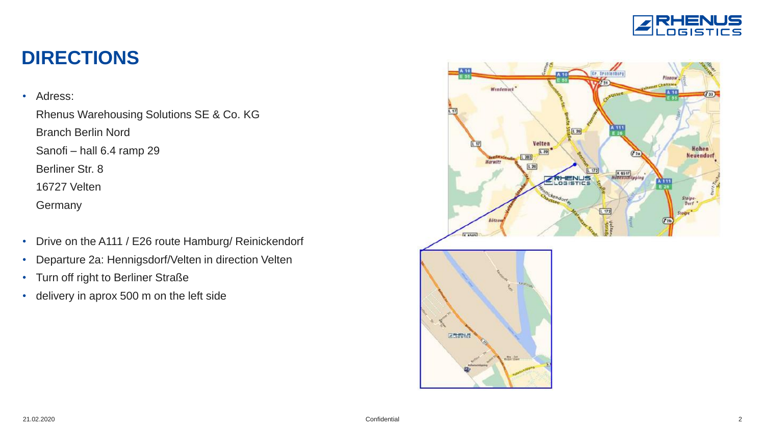# DIRECTIONS

- Adress:

  Rhenus Warehousing Solutions SE & Co. KG

  Branch Berlin Nord

  Sanofi – hall 6.4 ramp 29

  Berliner Str. 8

  16727 Velten

  Germany

- Drive on the A111 / E26 route Hamburg/ Reinickendorf
- Departure 2a: Hennigsdorf/Velten in direction Velten
- Turn off right to Berliner Straße
- delivery in aprox 500 m on the left side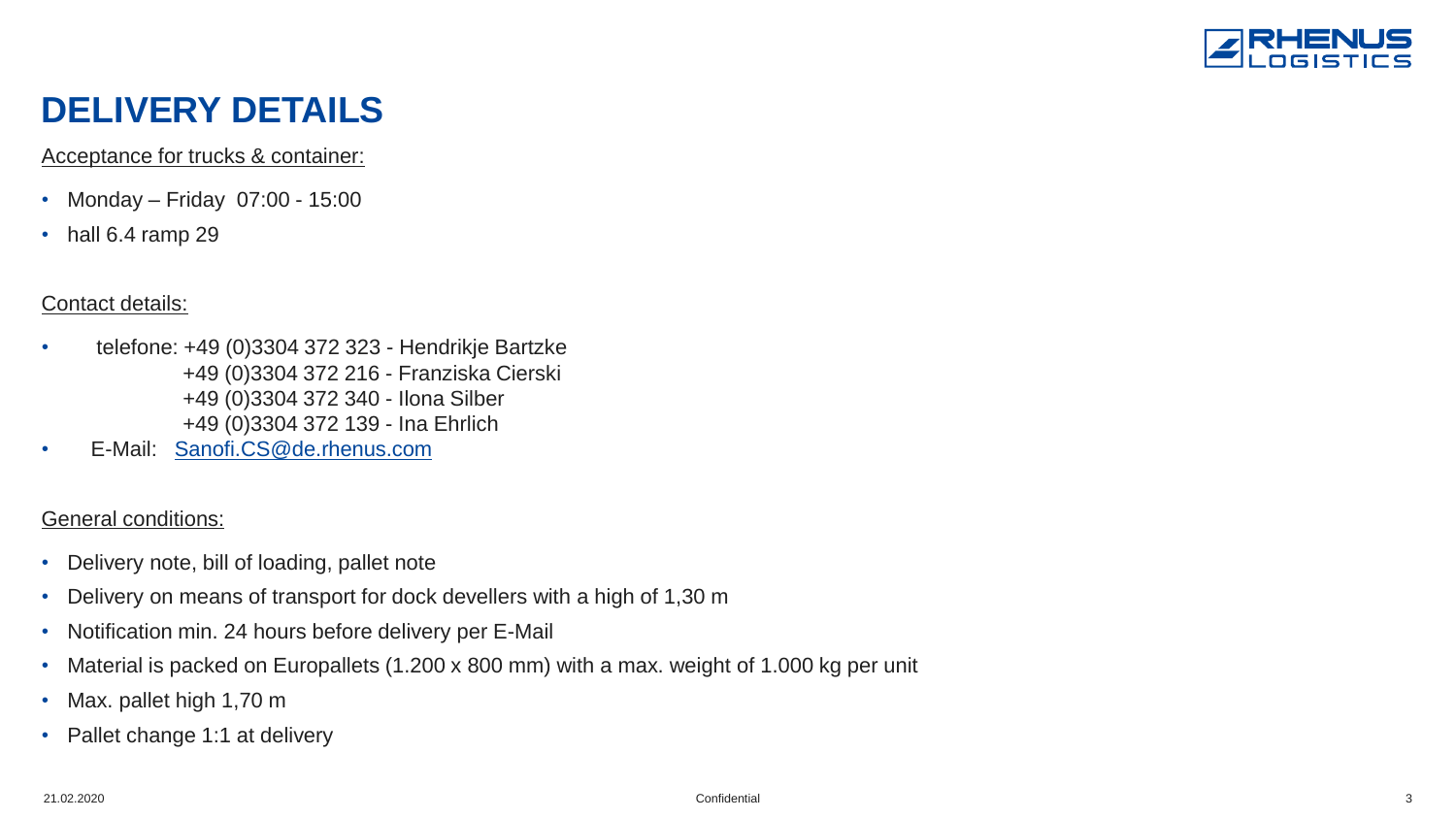# DELIVERY DETAILS

Acceptance for trucks & container:

- Monday – Friday 07:00 - 15:00
- hall 6.4 ramp 29

Contact details:

- telefone: +49 (0)3304 372 323 - Hendrikje Bartzke
  +49 (0)3304 372 216 - Franziska Cierski
  +49 (0)3304 372 340 - Ilona Silber
  +49 (0)3304 372 139 - Ina Ehrlich
- E-Mail: Sanofi.CS@de.rhenus.com

General conditions:

- Delivery note, bill of loading, pallet note
- Delivery on means of transport for dock devellers with a high of 1,30 m
- Notification min. 24 hours before delivery per E-Mail
- Material is packed on Europallets (1.200 x 800 mm) with a max. weight of 1.000 kg per unit
- Max. pallet high 1,70 m
- Pallet change 1:1 at delivery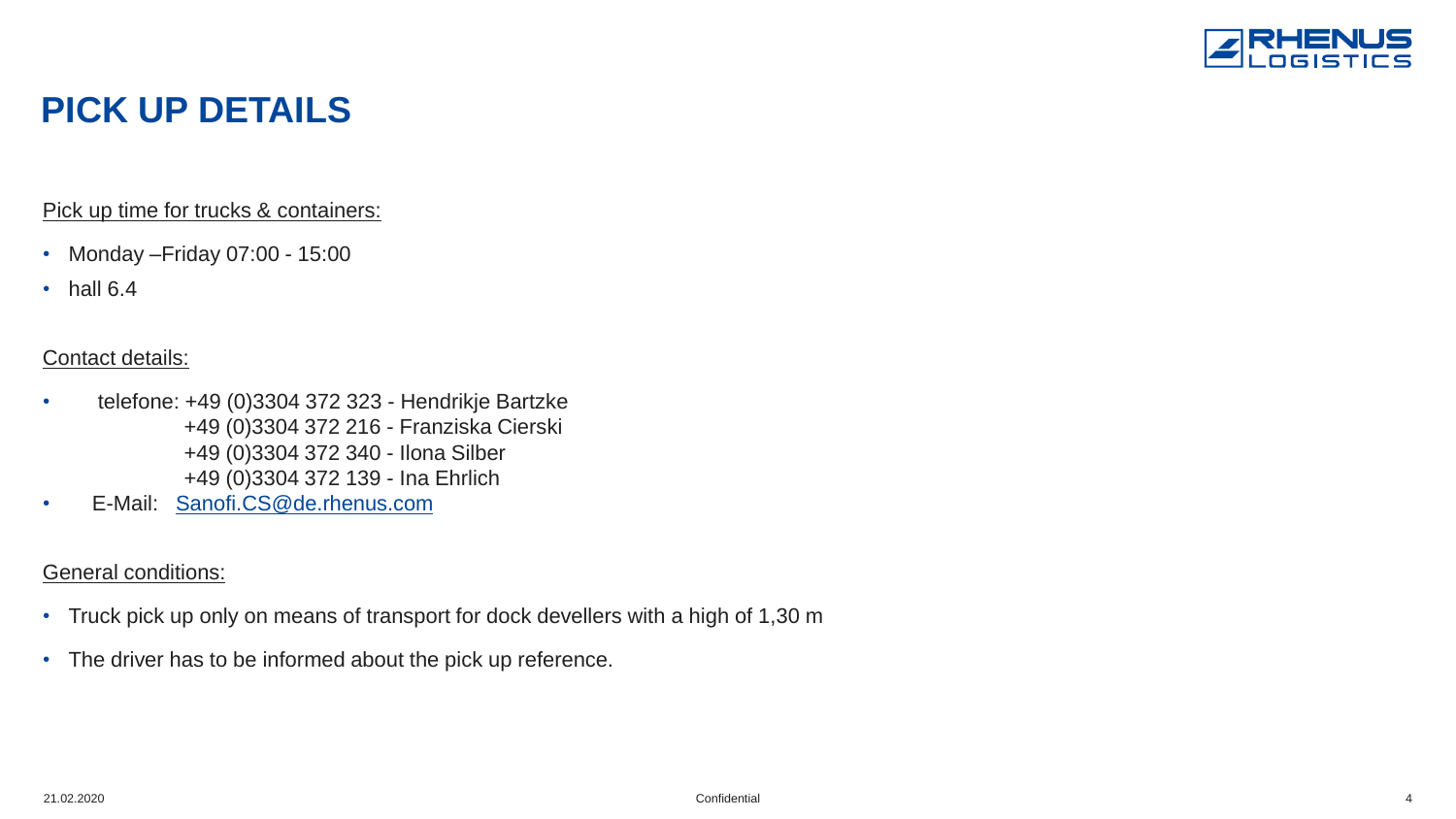# PICK UP DETAILS

Pick up time for trucks & containers:

- Monday –Friday 07:00 - 15:00
- hall 6.4

Contact details:

- telefone: +49 (0)3304 372 323 - Hendrikje Bartzke
  +49 (0)3304 372 216 - Franziska Cierski
  +49 (0)3304 372 340 - Ilona Silber
  +49 (0)3304 372 139 - Ina Ehrlich
- E-Mail: Sanofi.CS@de.rhenus.com

General conditions:

- Truck pick up only on means of transport for dock develle rs with a high of 1,30 m
- The driver has to be informed about the pick up reference.